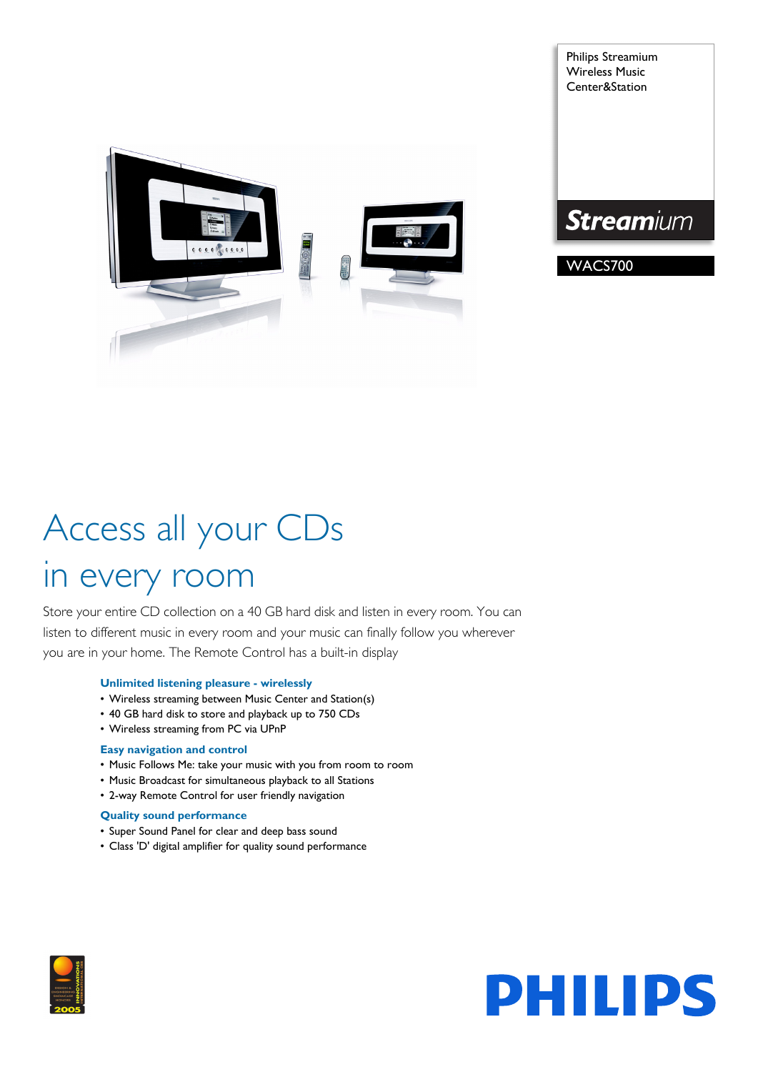Philips Streamium Wireless Music Center&Station

Streamium

WACS700

# Access all your CDs in every room

Store your entire CD collection on a 40 GB hard disk and listen in every room. You can listen to different music in every room and your music can finally follow you wherever you are in your home. The Remote Control has a built-in display

### Unlimited listening pleasure - wirelessly

- Wireless streaming between Music Center and Station(s)
- 40 GB hard disk to store and playback up to 750 CDs
- Wireless streaming from PC via UPnP

### Easy navigation and control

- Music Follows Me: take your music with you from room to room
- Music Broadcast for simultaneous playback to all Stations
- 2-way Remote Control for user friendly navigation

### Quality sound performance

- Super Sound Panel for clear and deep bass sound
- Class 'D' digital amplifier for quality sound performance

PHILIPS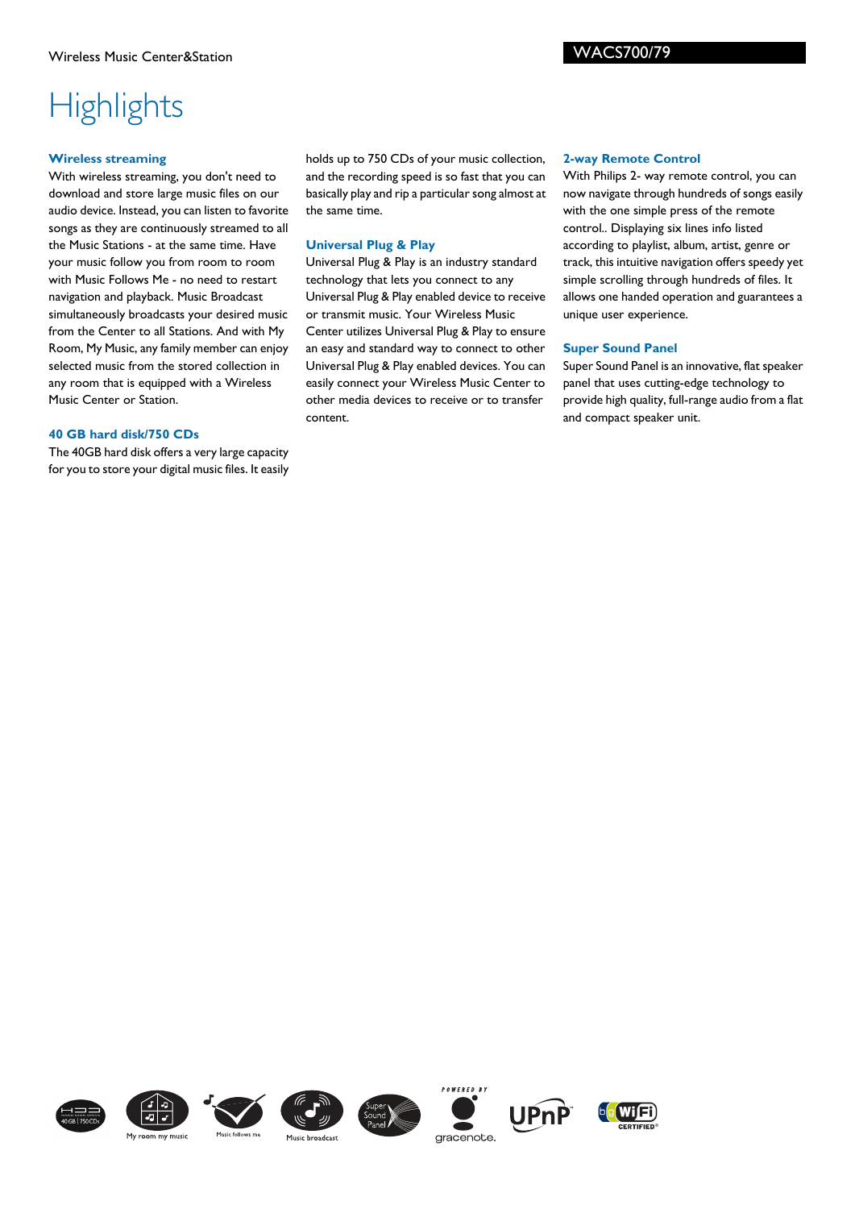# Highlights

### Wireless streaming

With wireless streaming, you don't need to download and store large music files on our audio device. Instead, you can listen to favorite songs as they are continuously streamed to all the Music Stations - at the same time. Have your music follow you from room to room with Music Follows Me - no need to restart navigation and playback. Music Broadcast simultaneously broadcasts your desired music from the Center to all Stations. And with My Room, My Music, any family member can enjoy selected music from the stored collection in any room that is equipped with a Wireless Music Center or Station.

### 40 GB hard disk/750 CDs

The 40GB hard disk offers a very large capacity for you to store your digital music files. It easily holds up to 750 CDs of your music collection, and the recording speed is so fast that you can basically play and rip a particular song almost at the same time.

### Universal Plug & Play

Universal Plug & Play is an industry standard technology that lets you connect to any Universal Plug & Play enabled device to receive or transmit music. Your Wireless Music Center utilizes Universal Plug & Play to ensure an easy and standard way to connect to other Universal Plug & Play enabled devices. You can easily connect your Wireless Music Center to other media devices to receive or to transfer content.

### 2-way Remote Control

With Philips 2- way remote control, you can now navigate through hundreds of songs easily with the one simple press of the remote control.. Displaying six lines info listed according to playlist, album, artist, genre or track, this intuitive navigation offers speedy yet simple scrolling through hundreds of files. It allows one handed operation and guarantees a unique user experience.

### Super Sound Panel

Super Sound Panel is an innovative, flat speaker panel that uses cutting-edge technology to provide high quality, full-range audio from a flat and compact speaker unit.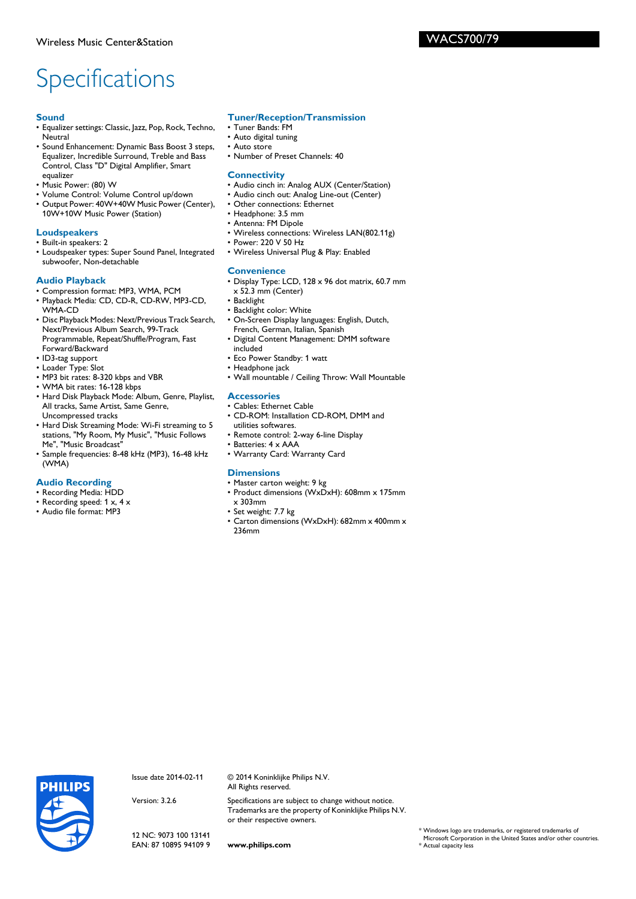# Specifications

## Sound

- Equalizer settings: Classic, Jazz, Pop, Rock, Techno, Neutral
- Sound Enhancement: Dynamic Bass Boost 3 steps, Equalizer, Incredible Surround, Treble and Bass Control, Class "D" Digital Amplifier, Smart equalizer
- Music Power: (80) W
- Volume Control: Volume Control up/down
- Output Power: 40W+40W Music Power (Center), 10W+10W Music Power (Station)

## Loudspeakers

- Built-in speakers: 2
- Loudspeaker types: Super Sound Panel, Integrated subwoofer, Non-detachable

## Audio Playback

- Compression format: MP3, WMA, PCM
- Playback Media: CD, CD-R, CD-RW, MP3-CD, WMA-CD
- Disc Playback Modes: Next/Previous Track Search, Next/Previous Album Search, 99-Track Programmable, Repeat/Shuffle/Program, Fast Forward/Backward
- ID3-tag support
- Loader Type: Slot
- MP3 bit rates: 8-320 kbps and VBR
- WMA bit rates: 16-128 kbps
- Hard Disk Playback Mode: Album, Genre, Playlist, All tracks, Same Artist, Same Genre, Uncompressed tracks
- Hard Disk Streaming Mode: Wi-Fi streaming to 5 stations, "My Room, My Music", "Music Follows Me", "Music Broadcast"
- Sample frequencies: 8-48 kHz (MP3), 16-48 kHz (WMA)

## Audio Recording

- Recording Media: HDD
- Recording speed: 1 x, 4 x
- Audio file format: MP3

## Tuner/Reception/Transmission

- Tuner Bands: FM
- Auto digital tuning
- Auto store
- Number of Preset Channels: 40

## Connectivity

- Audio cinch in: Analog AUX (Center/Station)
- Audio cinch out: Analog Line-out (Center)
- Other connections: Ethernet
- Headphone: 3.5 mm
- Antenna: FM Dipole
- Wireless connections: Wireless LAN(802.11g)
- Power: 220 V 50 Hz
- Wireless Universal Plug & Play: Enabled

## Convenience

- Display Type: LCD, 128 x 96 dot matrix, 60.7 mm x 52.3 mm (Center)
- Backlight
- Backlight color: White
- On-Screen Display languages: English, Dutch, French, German, Italian, Spanish
- Digital Content Management: DMM software included
- Eco Power Standby: 1 watt
- Headphone jack
- Wall mountable / Ceiling Throw: Wall Mountable

## Accessories

- Cables: Ethernet Cable
- CD-ROM: Installation CD-ROM, DMM and utilities softwares.
- Remote control: 2-way 6-line Display
- Batteries: 4 x AAA
- Warranty Card: Warranty Card

## Dimensions

- Master carton weight: 9 kg
- Product dimensions (WxDxH): 608mm x 175mm x 303mm
- Set weight: 7.7 kg
- Carton dimensions (WxDxH): 682mm x 400mm x 236mm

Issue date 2014-02-11

Version: 3.2.6

12 NC: 9073 100 13141
EAN: 87 10895 94109 9

© 2014 Koninklijke Philips N.V.
All Rights reserved.

Specifications are subject to change without notice. Trademarks are the property of Koninklijke Philips N.V. or their respective owners.

www.philips.com

* Windows logo are trademarks, or registered trademarks of Microsoft Corporation in the United States and/or other countries.
* Actual capacity less